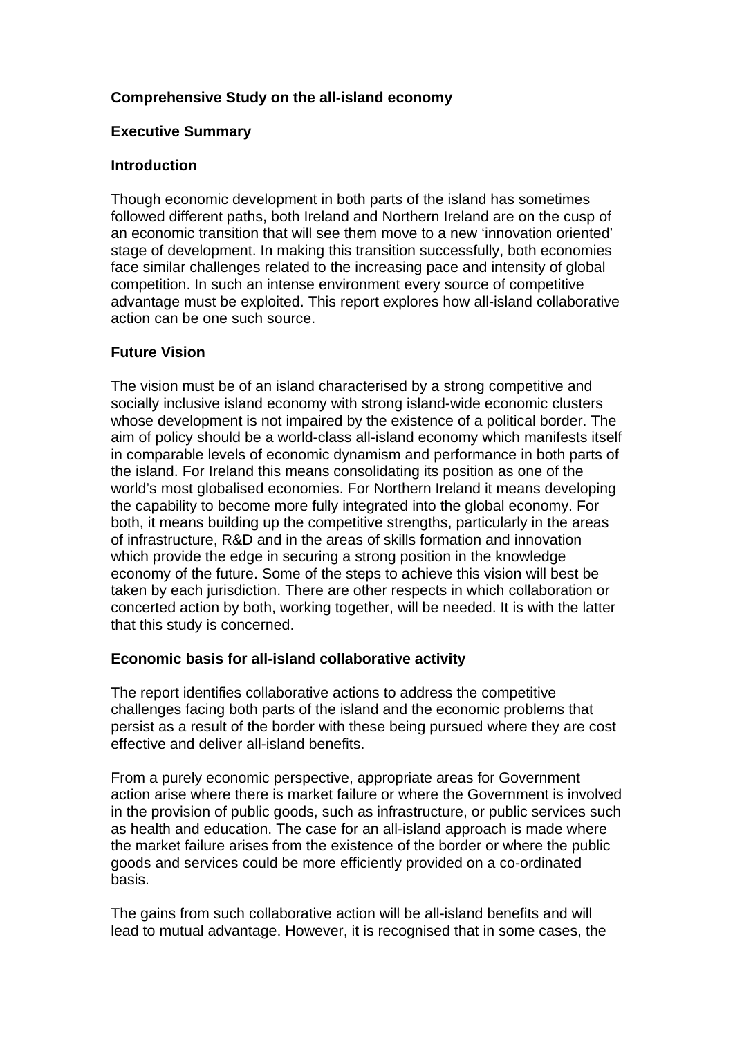# Comprehensive Study on the all-island economy

## Executive Summary

### Introduction

Though economic development in both parts of the island has sometimes followed different paths, both Ireland and Northern Ireland are on the cusp of an economic transition that will see them move to a new 'innovation oriented' stage of development. In making this transition successfully, both economies face similar challenges related to the increasing pace and intensity of global competition. In such an intense environment every source of competitive advantage must be exploited. This report explores how all-island collaborative action can be one such source.

### Future Vision

The vision must be of an island characterised by a strong competitive and socially inclusive island economy with strong island-wide economic clusters whose development is not impaired by the existence of a political border. The aim of policy should be a world-class all-island economy which manifests itself in comparable levels of economic dynamism and performance in both parts of the island. For Ireland this means consolidating its position as one of the world's most globalised economies. For Northern Ireland it means developing the capability to become more fully integrated into the global economy. For both, it means building up the competitive strengths, particularly in the areas of infrastructure, R&D and in the areas of skills formation and innovation which provide the edge in securing a strong position in the knowledge economy of the future. Some of the steps to achieve this vision will best be taken by each jurisdiction. There are other respects in which collaboration or concerted action by both, working together, will be needed. It is with the latter that this study is concerned.

### Economic basis for all-island collaborative activity

The report identifies collaborative actions to address the competitive challenges facing both parts of the island and the economic problems that persist as a result of the border with these being pursued where they are cost effective and deliver all-island benefits.

From a purely economic perspective, appropriate areas for Government action arise where there is market failure or where the Government is involved in the provision of public goods, such as infrastructure, or public services such as health and education. The case for an all-island approach is made where the market failure arises from the existence of the border or where the public goods and services could be more efficiently provided on a co-ordinated basis.

The gains from such collaborative action will be all-island benefits and will lead to mutual advantage. However, it is recognised that in some cases, the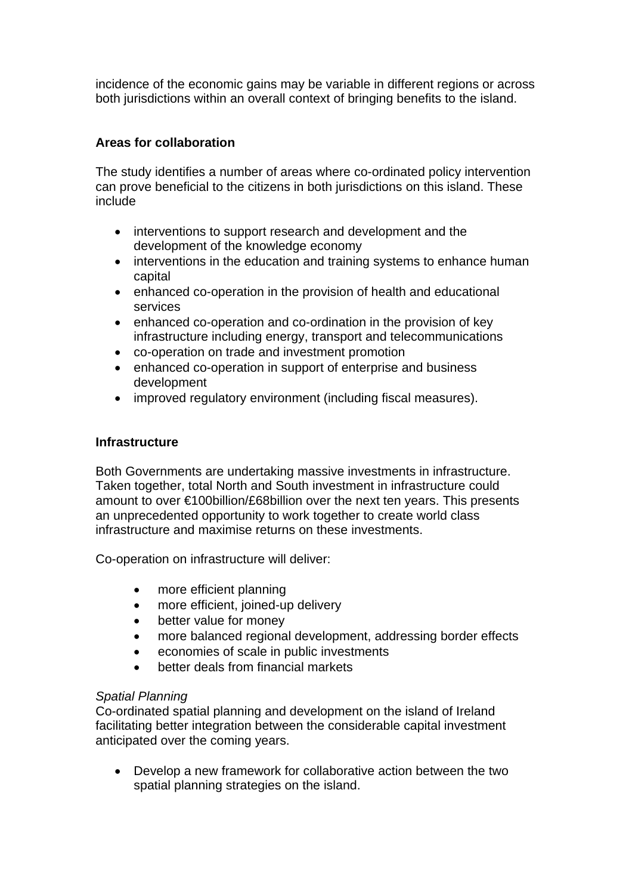incidence of the economic gains may be variable in different regions or across both jurisdictions within an overall context of bringing benefits to the island.

## Areas for collaboration

The study identifies a number of areas where co-ordinated policy intervention can prove beneficial to the citizens in both jurisdictions on this island. These include

- interventions to support research and development and the development of the knowledge economy
- interventions in the education and training systems to enhance human capital
- enhanced co-operation in the provision of health and educational services
- enhanced co-operation and co-ordination in the provision of key infrastructure including energy, transport and telecommunications
- co-operation on trade and investment promotion
- enhanced co-operation in support of enterprise and business development
- improved regulatory environment (including fiscal measures).

## Infrastructure

Both Governments are undertaking massive investments in infrastructure. Taken together, total North and South investment in infrastructure could amount to over €100billion/£68billion over the next ten years. This presents an unprecedented opportunity to work together to create world class infrastructure and maximise returns on these investments.

Co-operation on infrastructure will deliver:

- more efficient planning
- more efficient, joined-up delivery
- better value for money
- more balanced regional development, addressing border effects
- economies of scale in public investments
- better deals from financial markets

*Spatial Planning*
Co-ordinated spatial planning and development on the island of Ireland facilitating better integration between the considerable capital investment anticipated over the coming years.

- Develop a new framework for collaborative action between the two spatial planning strategies on the island.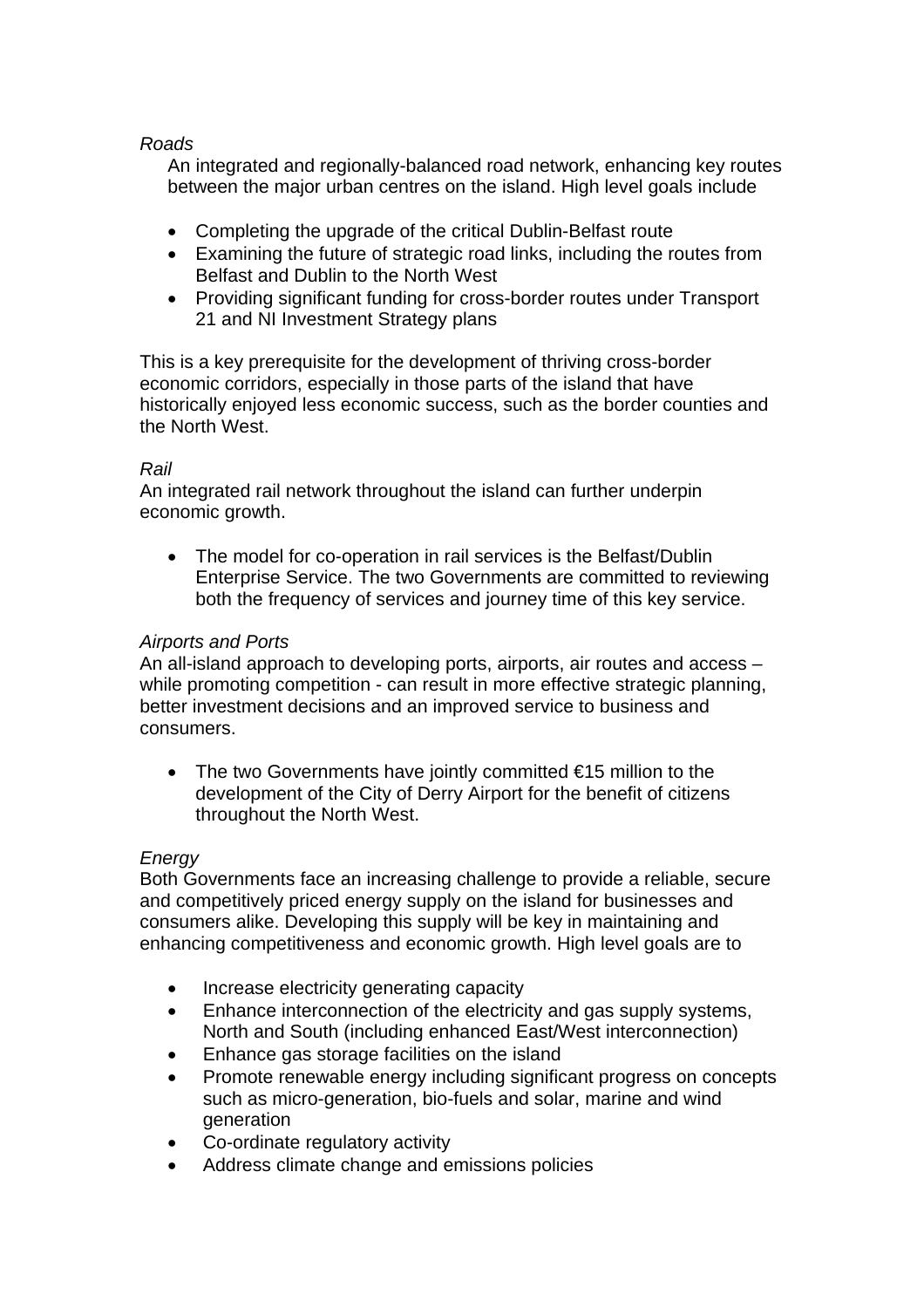*Roads*

An integrated and regionally-balanced road network, enhancing key routes between the major urban centres on the island. High level goals include

- Completing the upgrade of the critical Dublin-Belfast route
- Examining the future of strategic road links, including the routes from Belfast and Dublin to the North West
- Providing significant funding for cross-border routes under Transport 21 and NI Investment Strategy plans

This is a key prerequisite for the development of thriving cross-border economic corridors, especially in those parts of the island that have historically enjoyed less economic success, such as the border counties and the North West.

*Rail*

An integrated rail network throughout the island can further underpin economic growth.

- The model for co-operation in rail services is the Belfast/Dublin Enterprise Service. The two Governments are committed to reviewing both the frequency of services and journey time of this key service.

*Airports and Ports*

An all-island approach to developing ports, airports, air routes and access – while promoting competition - can result in more effective strategic planning, better investment decisions and an improved service to business and consumers.

- The two Governments have jointly committed €15 million to the development of the City of Derry Airport for the benefit of citizens throughout the North West.

*Energy*

Both Governments face an increasing challenge to provide a reliable, secure and competitively priced energy supply on the island for businesses and consumers alike. Developing this supply will be key in maintaining and enhancing competitiveness and economic growth. High level goals are to

- Increase electricity generating capacity
- Enhance interconnection of the electricity and gas supply systems, North and South (including enhanced East/West interconnection)
- Enhance gas storage facilities on the island
- Promote renewable energy including significant progress on concepts such as micro-generation, bio-fuels and solar, marine and wind generation
- Co-ordinate regulatory activity
- Address climate change and emissions policies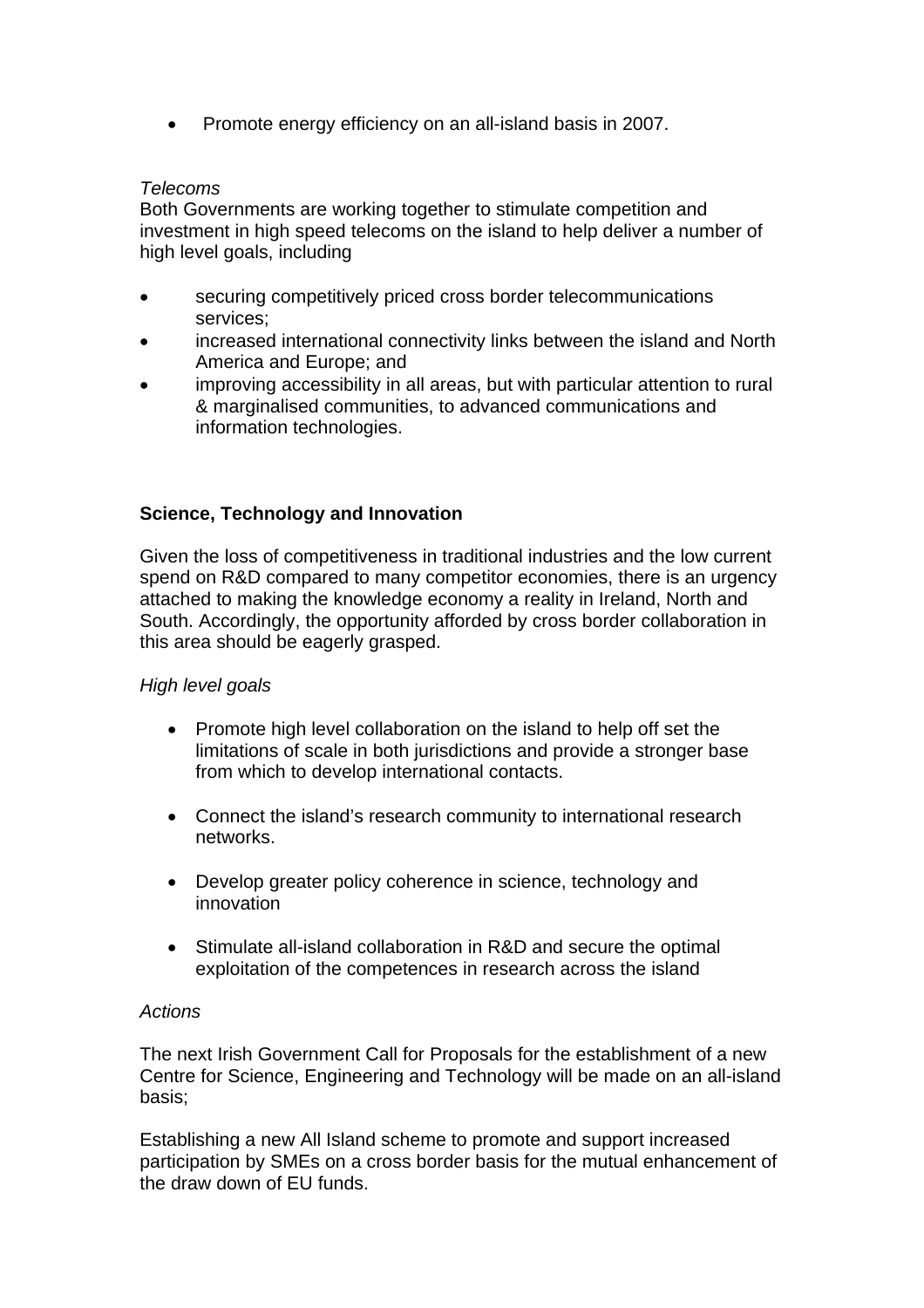- Promote energy efficiency on an all-island basis in 2007.

*Telecoms*

Both Governments are working together to stimulate competition and investment in high speed telecoms on the island to help deliver a number of high level goals, including

- securing competitively priced cross border telecommunications services;
- increased international connectivity links between the island and North America and Europe; and
- improving accessibility in all areas, but with particular attention to rural & marginalised communities, to advanced communications and information technologies.

**Science, Technology and Innovation**

Given the loss of competitiveness in traditional industries and the low current spend on R&D compared to many competitor economies, there is an urgency attached to making the knowledge economy a reality in Ireland, North and South. Accordingly, the opportunity afforded by cross border collaboration in this area should be eagerly grasped.

*High level goals*

- Promote high level collaboration on the island to help off set the limitations of scale in both jurisdictions and provide a stronger base from which to develop international contacts.
- Connect the island's research community to international research networks.
- Develop greater policy coherence in science, technology and innovation
- Stimulate all-island collaboration in R&D and secure the optimal exploitation of the competences in research across the island

*Actions*

The next Irish Government Call for Proposals for the establishment of a new Centre for Science, Engineering and Technology will be made on an all-island basis;

Establishing a new All Island scheme to promote and support increased participation by SMEs on a cross border basis for the mutual enhancement of the draw down of EU funds.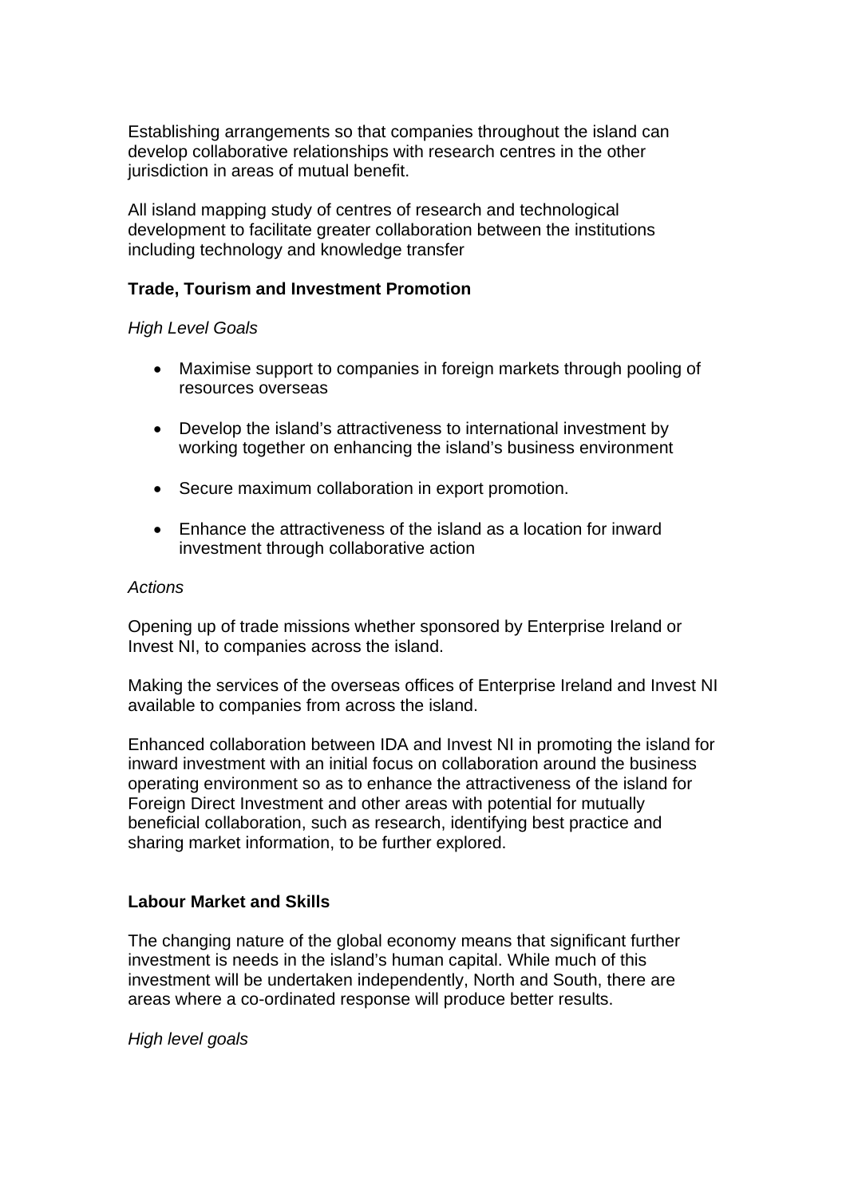Establishing arrangements so that companies throughout the island can develop collaborative relationships with research centres in the other jurisdiction in areas of mutual benefit.

All island mapping study of centres of research and technological development to facilitate greater collaboration between the institutions including technology and knowledge transfer

**Trade, Tourism and Investment Promotion**

*High Level Goals*

- Maximise support to companies in foreign markets through pooling of resources overseas
- Develop the island's attractiveness to international investment by working together on enhancing the island's business environment
- Secure maximum collaboration in export promotion.
- Enhance the attractiveness of the island as a location for inward investment through collaborative action

*Actions*

Opening up of trade missions whether sponsored by Enterprise Ireland or Invest NI, to companies across the island.

Making the services of the overseas offices of Enterprise Ireland and Invest NI available to companies from across the island.

Enhanced collaboration between IDA and Invest NI in promoting the island for inward investment with an initial focus on collaboration around the business operating environment so as to enhance the attractiveness of the island for Foreign Direct Investment and other areas with potential for mutually beneficial collaboration, such as research, identifying best practice and sharing market information, to be further explored.

**Labour Market and Skills**

The changing nature of the global economy means that significant further investment is needs in the island's human capital. While much of this investment will be undertaken independently, North and South, there are areas where a co-ordinated response will produce better results.

*High level goals*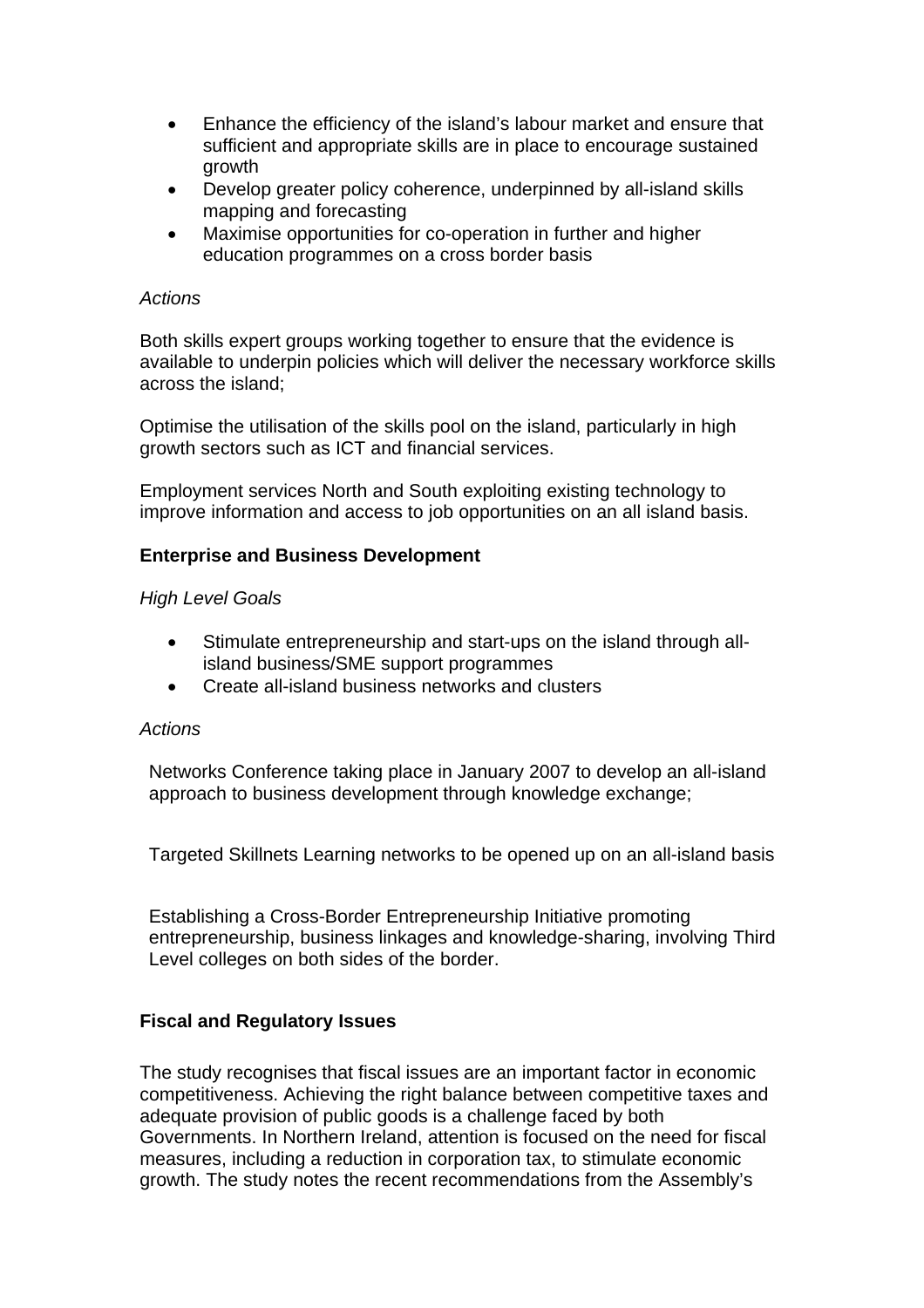- Enhance the efficiency of the island's labour market and ensure that sufficient and appropriate skills are in place to encourage sustained growth
- Develop greater policy coherence, underpinned by all-island skills mapping and forecasting
- Maximise opportunities for co-operation in further and higher education programmes on a cross border basis

*Actions*

Both skills expert groups working together to ensure that the evidence is available to underpin policies which will deliver the necessary workforce skills across the island;

Optimise the utilisation of the skills pool on the island, particularly in high growth sectors such as ICT and financial services.

Employment services North and South exploiting existing technology to improve information and access to job opportunities on an all island basis.

**Enterprise and Business Development**

*High Level Goals*

- Stimulate entrepreneurship and start-ups on the island through all-island business/SME support programmes
- Create all-island business networks and clusters

*Actions*

Networks Conference taking place in January 2007 to develop an all-island approach to business development through knowledge exchange;

Targeted Skillnets Learning networks to be opened up on an all-island basis

Establishing a Cross-Border Entrepreneurship Initiative promoting entrepreneurship, business linkages and knowledge-sharing, involving Third Level colleges on both sides of the border.

**Fiscal and Regulatory Issues**

The study recognises that fiscal issues are an important factor in economic competitiveness. Achieving the right balance between competitive taxes and adequate provision of public goods is a challenge faced by both Governments. In Northern Ireland, attention is focused on the need for fiscal measures, including a reduction in corporation tax, to stimulate economic growth. The study notes the recent recommendations from the Assembly's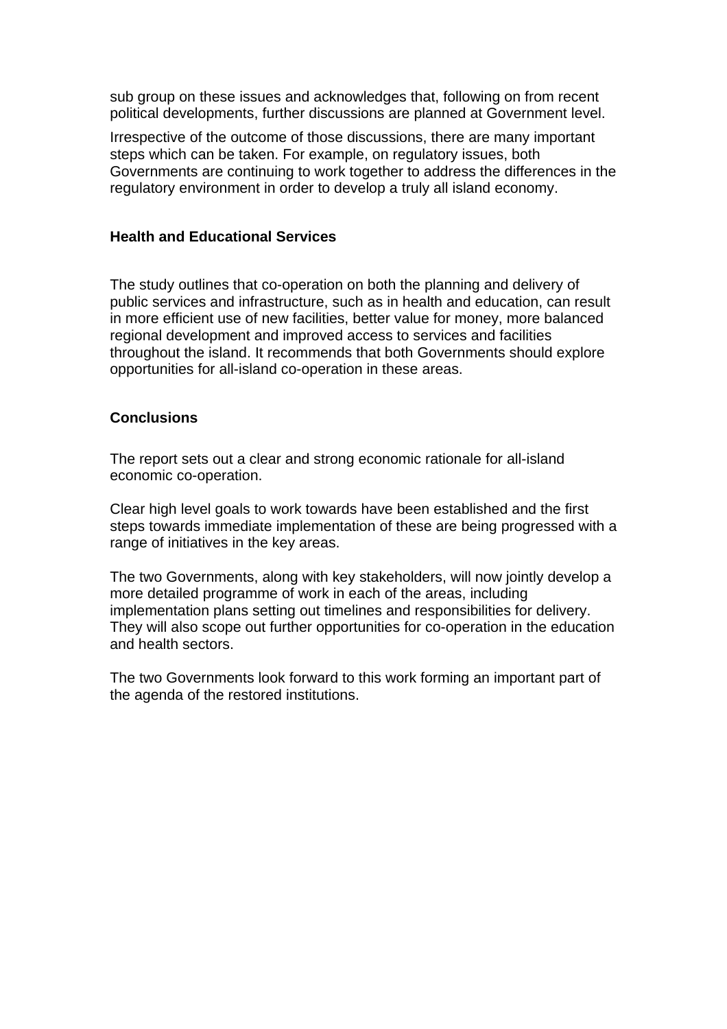sub group on these issues and acknowledges that, following on from recent political developments, further discussions are planned at Government level.

Irrespective of the outcome of those discussions, there are many important steps which can be taken. For example, on regulatory issues, both Governments are continuing to work together to address the differences in the regulatory environment in order to develop a truly all island economy.

### Health and Educational Services

The study outlines that co-operation on both the planning and delivery of public services and infrastructure, such as in health and education, can result in more efficient use of new facilities, better value for money, more balanced regional development and improved access to services and facilities throughout the island. It recommends that both Governments should explore opportunities for all-island co-operation in these areas.

### Conclusions

The report sets out a clear and strong economic rationale for all-island economic co-operation.

Clear high level goals to work towards have been established and the first steps towards immediate implementation of these are being progressed with a range of initiatives in the key areas.

The two Governments, along with key stakeholders, will now jointly develop a more detailed programme of work in each of the areas, including implementation plans setting out timelines and responsibilities for delivery. They will also scope out further opportunities for co-operation in the education and health sectors.

The two Governments look forward to this work forming an important part of the agenda of the restored institutions.